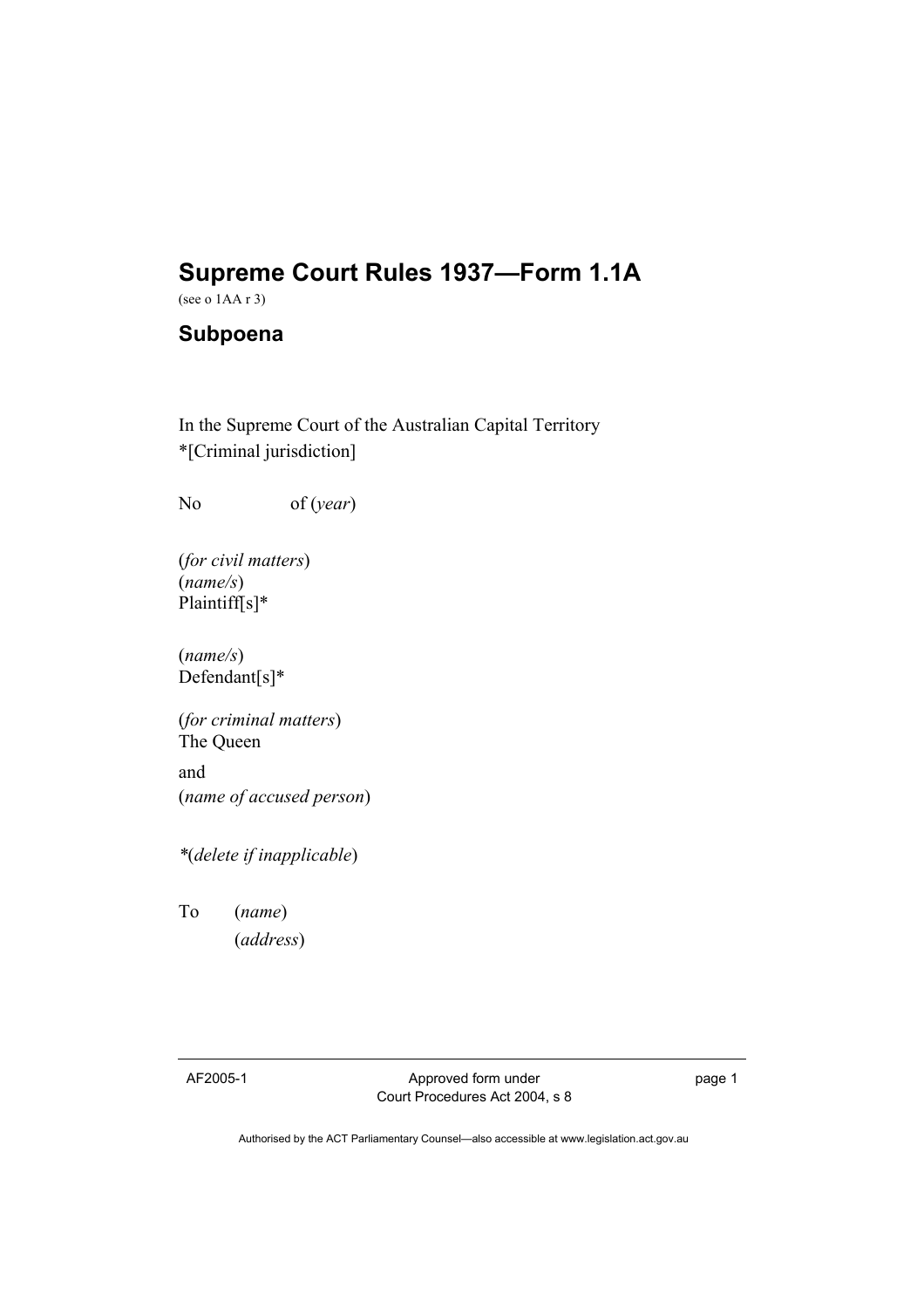# Supreme Court Rules 1937—Form 1.1A

(see o 1AA r 3)

## Subpoena

In the Supreme Court of the Australian Capital Territory
*[Criminal jurisdiction]

No of (*year*)

(*for civil matters*)
(*name/s*)
Plaintiff[s]*

(*name/s*)
Defendant[s]*

(*for criminal matters*)
The Queen

and
(*name of accused person*)

*(*delete if inapplicable*)

To (*name*)
(*address*)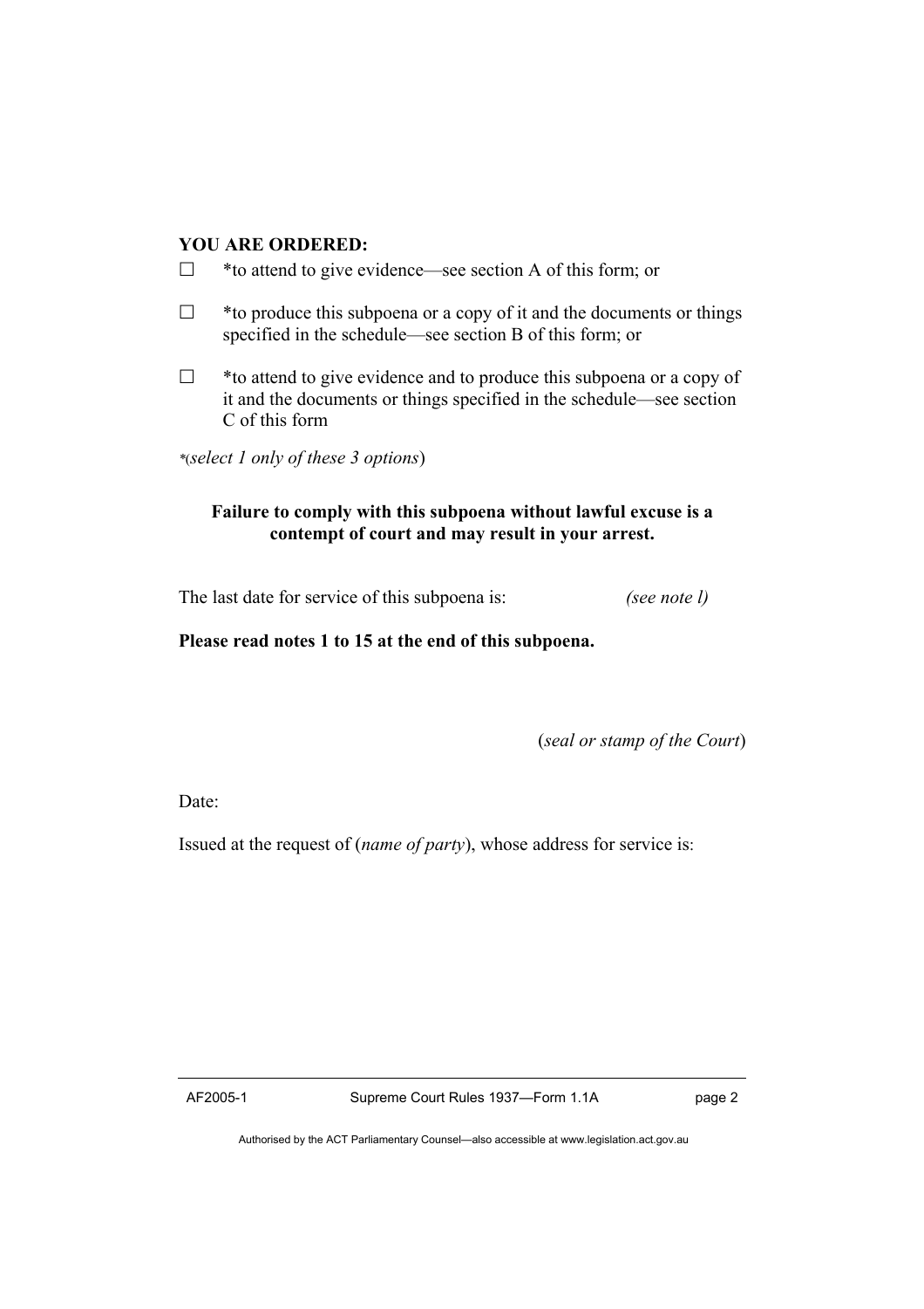**YOU ARE ORDERED:**

☐ *to attend to give evidence—see section A of this form; or

☐ *to produce this subpoena or a copy of it and the documents or things specified in the schedule—see section B of this form; or

☐ *to attend to give evidence and to produce this subpoena or a copy of it and the documents or things specified in the schedule—see section C of this form

*(*select 1 only of these 3 options*)

**Failure to comply with this subpoena without lawful excuse is a contempt of court and may result in your arrest.**

The last date for service of this subpoena is: *(see note l)*

**Please read notes 1 to 15 at the end of this subpoena.**

(*seal or stamp of the Court*)

Date:

Issued at the request of (*name of party*), whose address for service is: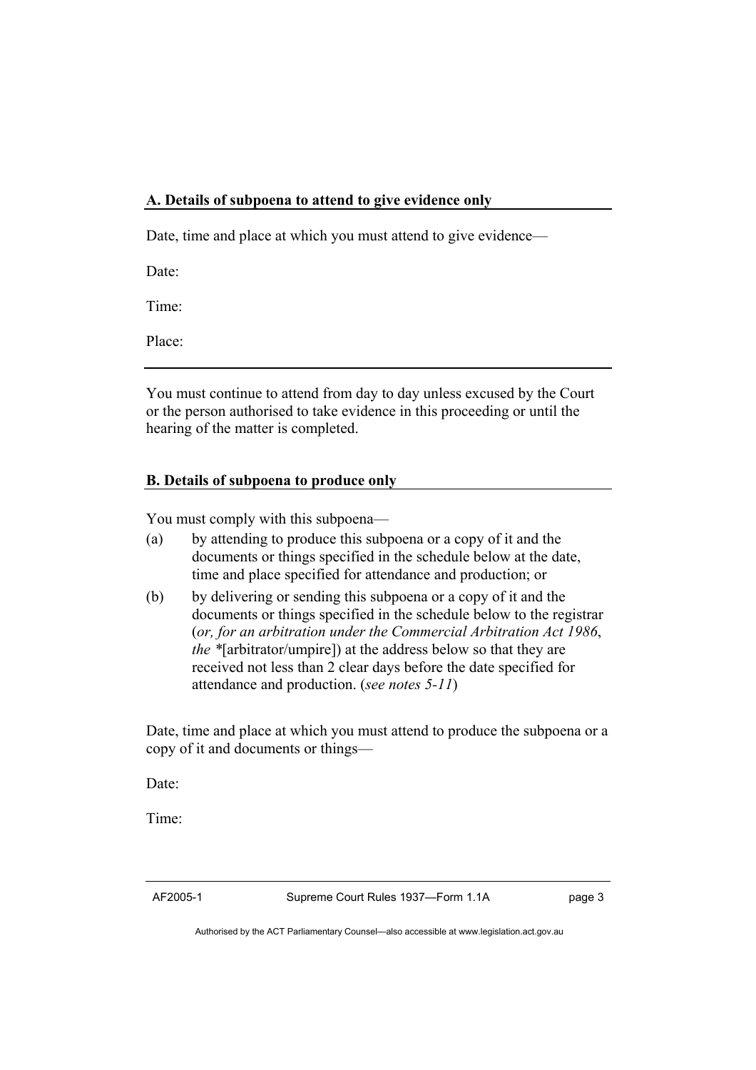## A. Details of subpoena to attend to give evidence only

Date, time and place at which you must attend to give evidence—

Date:

Time:

Place:

---

You must continue to attend from day to day unless excused by the Court or the person authorised to take evidence in this proceeding or until the hearing of the matter is completed.

## B. Details of subpoena to produce only

You must comply with this subpoena—

(a) by attending to produce this subpoena or a copy of it and the documents or things specified in the schedule below at the date, time and place specified for attendance and production; or

(b) by delivering or sending this subpoena or a copy of it and the documents or things specified in the schedule below to the registrar (*or, for an arbitration under the Commercial Arbitration Act 1986*, *the* *[arbitrator/umpire]) at the address below so that they are received not less than 2 clear days before the date specified for attendance and production. (*see notes 5-11*)

Date, time and place at which you must attend to produce the subpoena or a copy of it and documents or things—

Date:

Time: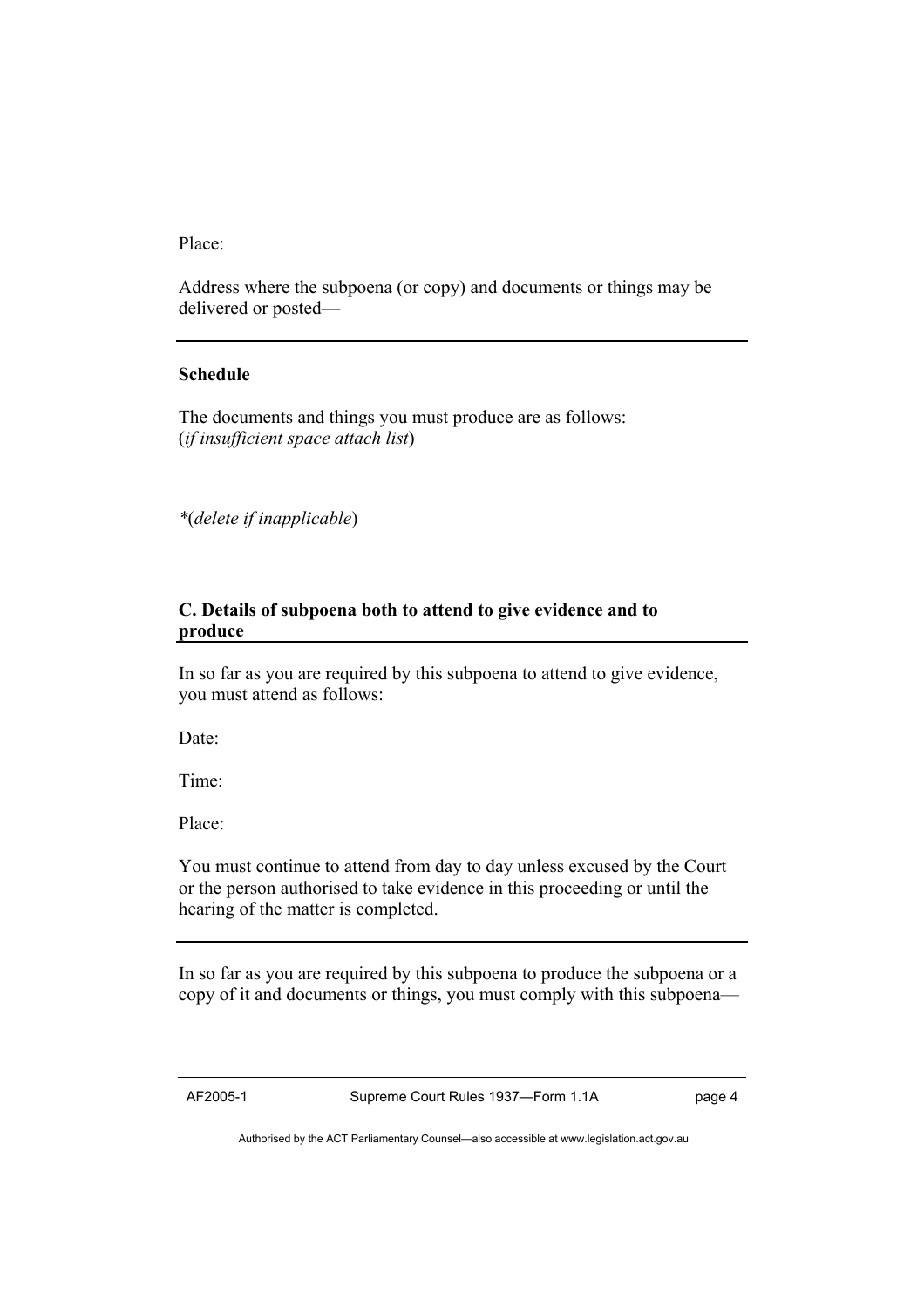Place:

Address where the subpoena (or copy) and documents or things may be delivered or posted—

---

**Schedule**

The documents and things you must produce are as follows:
(*if insufficient space attach list*)

*(*delete if inapplicable*)

### C. Details of subpoena both to attend to give evidence and to produce

In so far as you are required by this subpoena to attend to give evidence, you must attend as follows:

Date:

Time:

Place:

You must continue to attend from day to day unless excused by the Court or the person authorised to take evidence in this proceeding or until the hearing of the matter is completed.

---

In so far as you are required by this subpoena to produce the subpoena or a copy of it and documents or things, you must comply with this subpoena—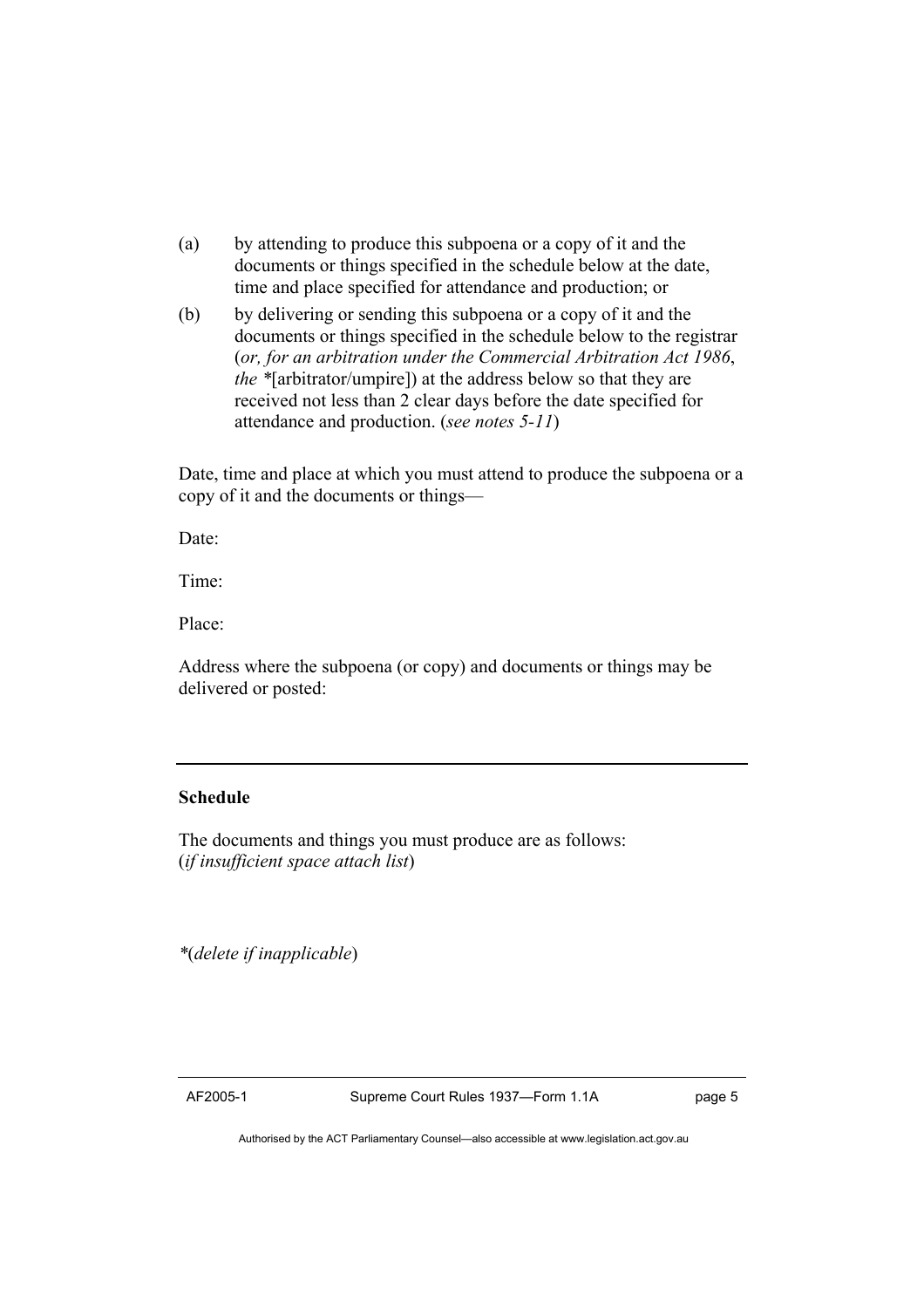(a) by attending to produce this subpoena or a copy of it and the documents or things specified in the schedule below at the date, time and place specified for attendance and production; or

(b) by delivering or sending this subpoena or a copy of it and the documents or things specified in the schedule below to the registrar (*or, for an arbitration under the Commercial Arbitration Act 1986*, *the* *[arbitrator/umpire]) at the address below so that they are received not less than 2 clear days before the date specified for attendance and production. (*see notes 5-11*)

Date, time and place at which you must attend to produce the subpoena or a copy of it and the documents or things—

Date:

Time:

Place:

Address where the subpoena (or copy) and documents or things may be delivered or posted:

---

**Schedule**

The documents and things you must produce are as follows:
(*if insufficient space attach list*)

*(*delete if inapplicable*)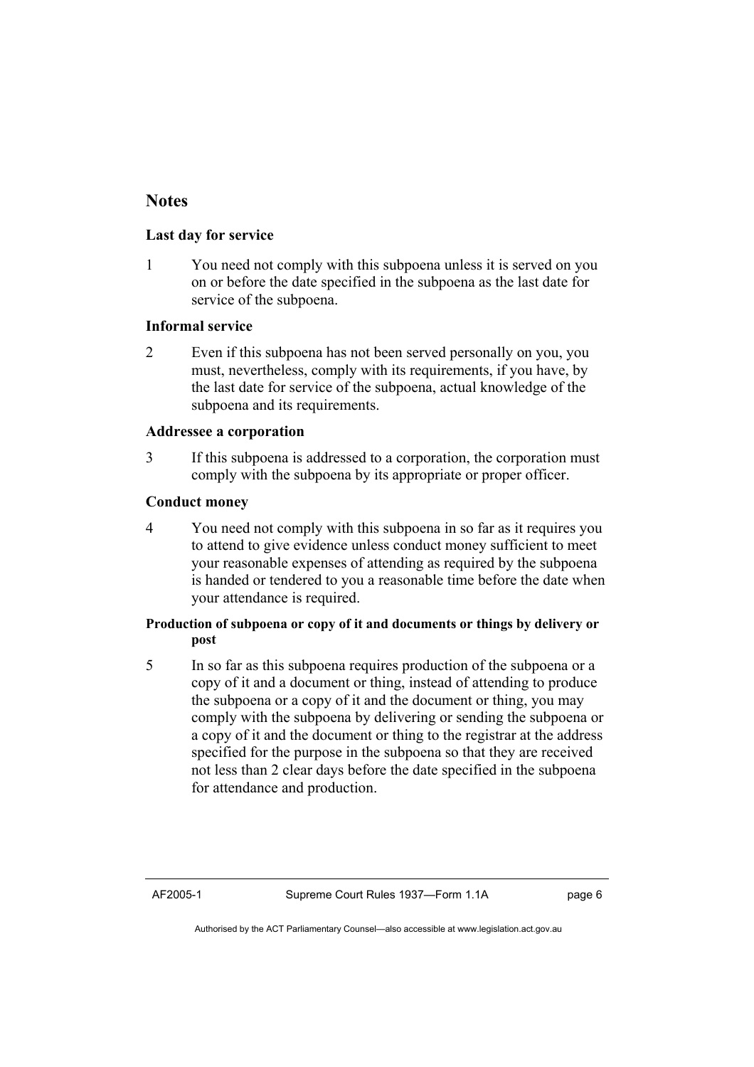## Notes

### Last day for service

1 You need not comply with this subpoena unless it is served on you on or before the date specified in the subpoena as the last date for service of the subpoena.

### Informal service

2 Even if this subpoena has not been served personally on you, you must, nevertheless, comply with its requirements, if you have, by the last date for service of the subpoena, actual knowledge of the subpoena and its requirements.

### Addressee a corporation

3 If this subpoena is addressed to a corporation, the corporation must comply with the subpoena by its appropriate or proper officer.

### Conduct money

4 You need not comply with this subpoena in so far as it requires you to attend to give evidence unless conduct money sufficient to meet your reasonable expenses of attending as required by the subpoena is handed or tendered to you a reasonable time before the date when your attendance is required.

#### Production of subpoena or copy of it and documents or things by delivery or post

5 In so far as this subpoena requires production of the subpoena or a copy of it and a document or thing, instead of attending to produce the subpoena or a copy of it and the document or thing, you may comply with the subpoena by delivering or sending the subpoena or a copy of it and the document or thing to the registrar at the address specified for the purpose in the subpoena so that they are received not less than 2 clear days before the date specified in the subpoena for attendance and production.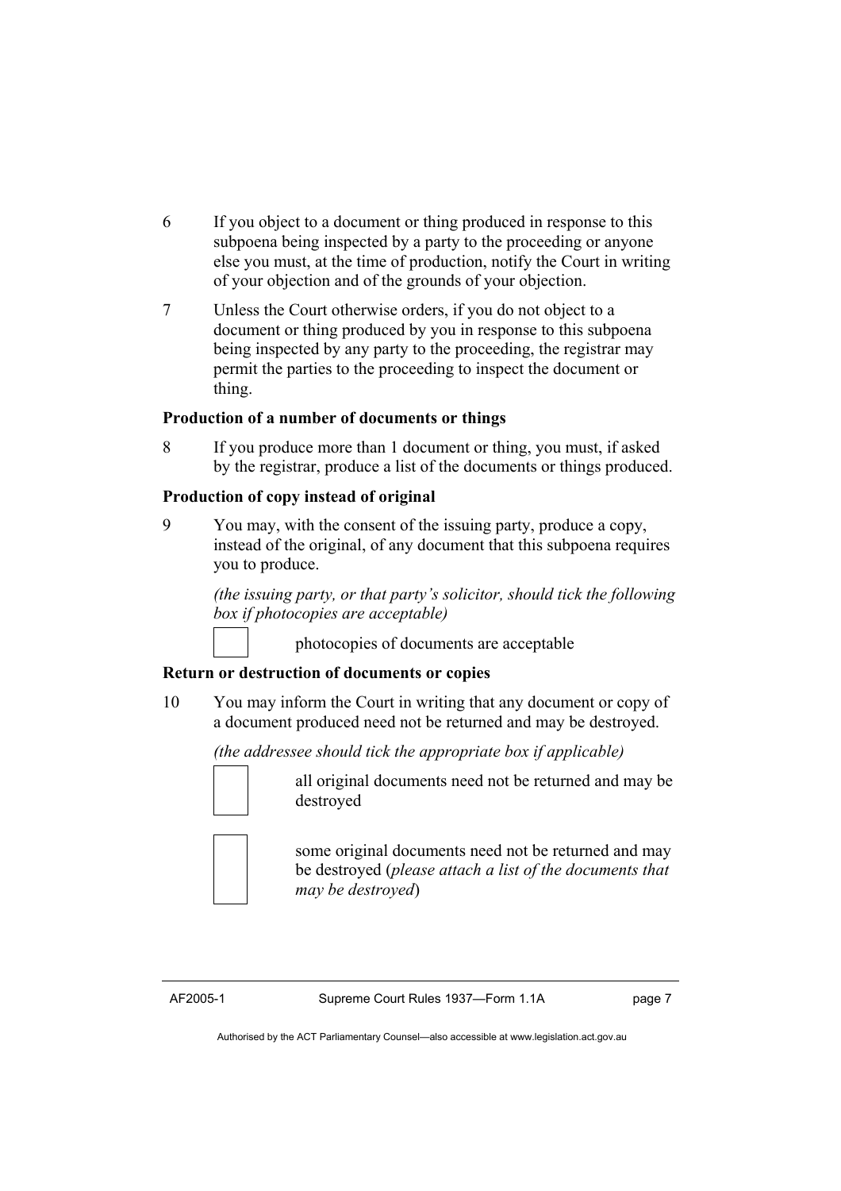6 If you object to a document or thing produced in response to this subpoena being inspected by a party to the proceeding or anyone else you must, at the time of production, notify the Court in writing of your objection and of the grounds of your objection.

7 Unless the Court otherwise orders, if you do not object to a document or thing produced by you in response to this subpoena being inspected by any party to the proceeding, the registrar may permit the parties to the proceeding to inspect the document or thing.

**Production of a number of documents or things**

8 If you produce more than 1 document or thing, you must, if asked by the registrar, produce a list of the documents or things produced.

**Production of copy instead of original**

9 You may, with the consent of the issuing party, produce a copy, instead of the original, of any document that this subpoena requires you to produce.

*(the issuing party, or that party's solicitor, should tick the following box if photocopies are acceptable)*

☐ photocopies of documents are acceptable

**Return or destruction of documents or copies**

10 You may inform the Court in writing that any document or copy of a document produced need not be returned and may be destroyed.

*(the addressee should tick the appropriate box if applicable)*

☐ all original documents need not be returned and may be destroyed

☐ some original documents need not be returned and may be destroyed (*please attach a list of the documents that may be destroyed*)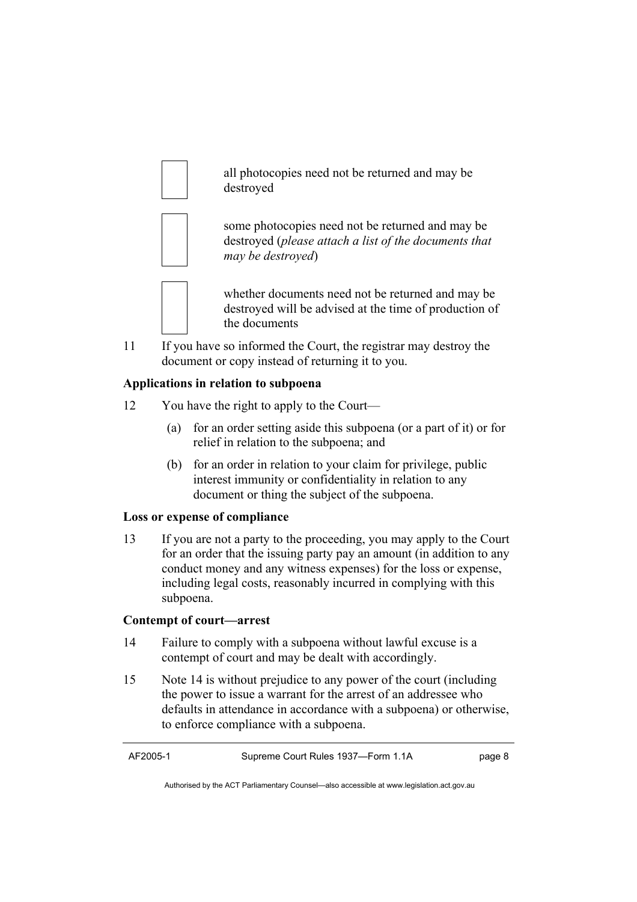☐ all photocopies need not be returned and may be destroyed

☐ some photocopies need not be returned and may be destroyed (*please attach a list of the documents that may be destroyed*)

☐ whether documents need not be returned and may be destroyed will be advised at the time of production of the documents

11 If you have so informed the Court, the registrar may destroy the document or copy instead of returning it to you.

**Applications in relation to subpoena**

12 You have the right to apply to the Court—

(a) for an order setting aside this subpoena (or a part of it) or for relief in relation to the subpoena; and

(b) for an order in relation to your claim for privilege, public interest immunity or confidentiality in relation to any document or thing the subject of the subpoena.

**Loss or expense of compliance**

13 If you are not a party to the proceeding, you may apply to the Court for an order that the issuing party pay an amount (in addition to any conduct money and any witness expenses) for the loss or expense, including legal costs, reasonably incurred in complying with this subpoena.

**Contempt of court—arrest**

14 Failure to comply with a subpoena without lawful excuse is a contempt of court and may be dealt with accordingly.

15 Note 14 is without prejudice to any power of the court (including the power to issue a warrant for the arrest of an addressee who defaults in attendance in accordance with a subpoena) or otherwise, to enforce compliance with a subpoena.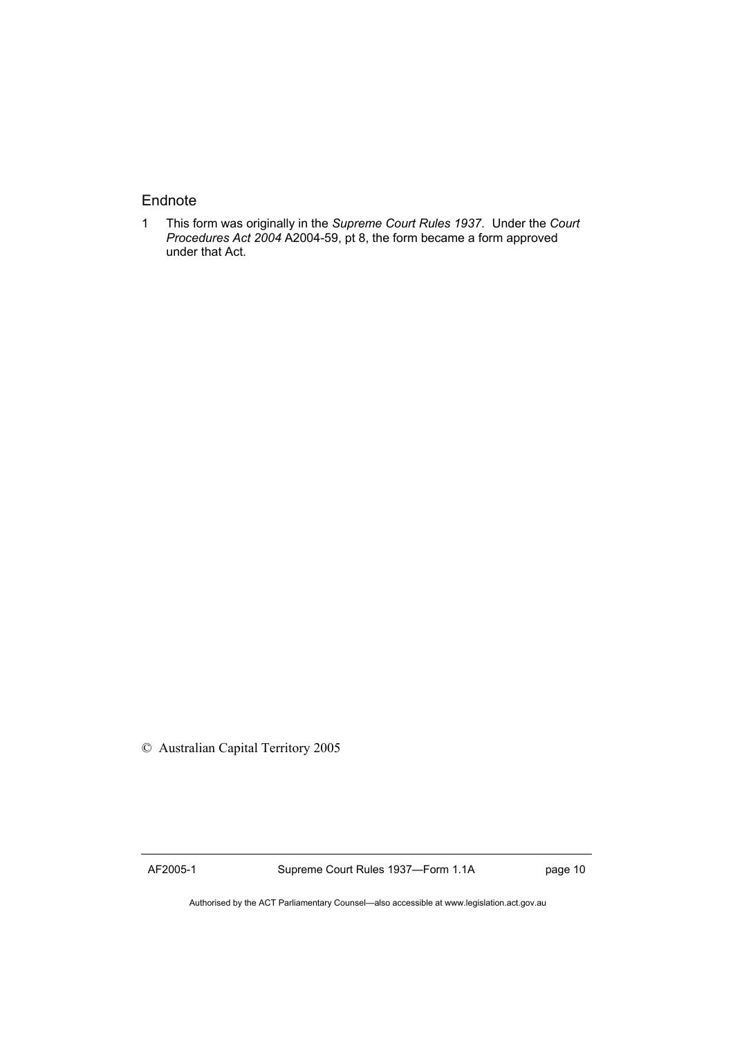## Endnote

1 This form was originally in the *Supreme Court Rules 1937*. Under the *Court Procedures Act 2004* A2004-59, pt 8, the form became a form approved under that Act.

© Australian Capital Territory 2005